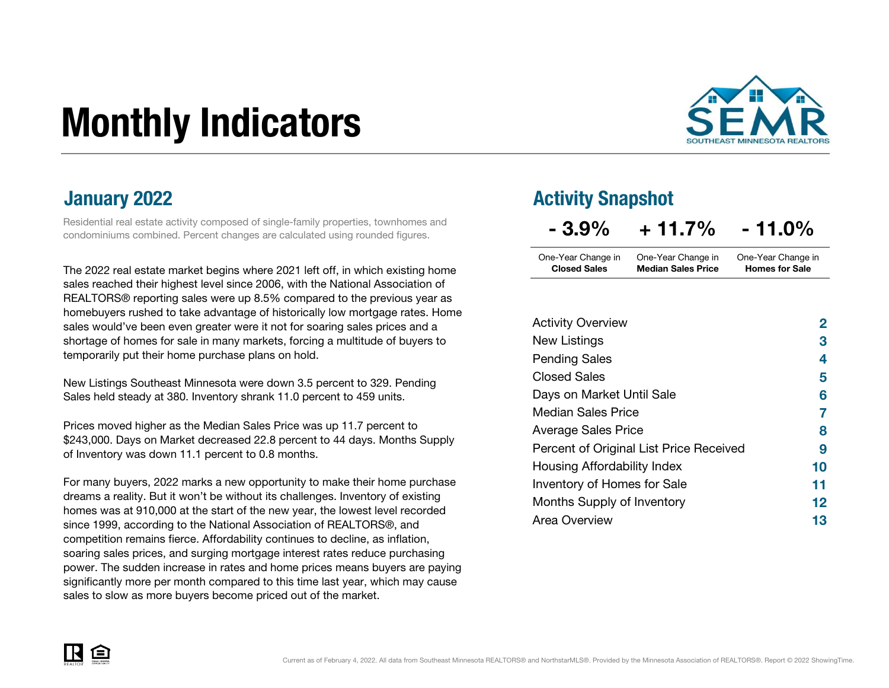# Monthly Indicators

SEMR
SOUTHEAST MINNESOTA REALTORS

## January 2022

Residential real estate activity composed of single-family properties, townhomes and condominiums combined. Percent changes are calculated using rounded figures.

The 2022 real estate market begins where 2021 left off, in which existing home sales reached their highest level since 2006, with the National Association of REALTORS® reporting sales were up 8.5% compared to the previous year as homebuyers rushed to take advantage of historically low mortgage rates. Home sales would've been even greater were it not for soaring sales prices and a shortage of homes for sale in many markets, forcing a multitude of buyers to temporarily put their home purchase plans on hold.

New Listings Southeast Minnesota were down 3.5 percent to 329. Pending Sales held steady at 380. Inventory shrank 11.0 percent to 459 units.

Prices moved higher as the Median Sales Price was up 11.7 percent to $243,000. Days on Market decreased 22.8 percent to 44 days. Months Supply of Inventory was down 11.1 percent to 0.8 months.

For many buyers, 2022 marks a new opportunity to make their home purchase dreams a reality. But it won't be without its challenges. Inventory of existing homes was at 910,000 at the start of the new year, the lowest level recorded since 1999, according to the National Association of REALTORS®, and competition remains fierce. Affordability continues to decline, as inflation, soaring sales prices, and surging mortgage interest rates reduce purchasing power. The sudden increase in rates and home prices means buyers are paying significantly more per month compared to this time last year, which may cause sales to slow as more buyers become priced out of the market.

## Activity Snapshot

| - 3.9% | + 11.7% | - 11.0% |
|---|---|---|
| One-Year Change in **Closed Sales** | One-Year Change in **Median Sales Price** | One-Year Change in **Homes for Sale** |

| | |
|---|---|
| Activity Overview | 2 |
| New Listings | 3 |
| Pending Sales | 4 |
| Closed Sales | 5 |
| Days on Market Until Sale | 6 |
| Median Sales Price | 7 |
| Average Sales Price | 8 |
| Percent of Original List Price Received | 9 |
| Housing Affordability Index | 10 |
| Inventory of Homes for Sale | 11 |
| Months Supply of Inventory | 12 |
| Area Overview | 13 |

Current as of February 4, 2022. All data from Southeast Minnesota REALTORS® and NorthstarMLS®. Provided by the Minnesota Association of REALTORS®. Report © 2022 ShowingTime.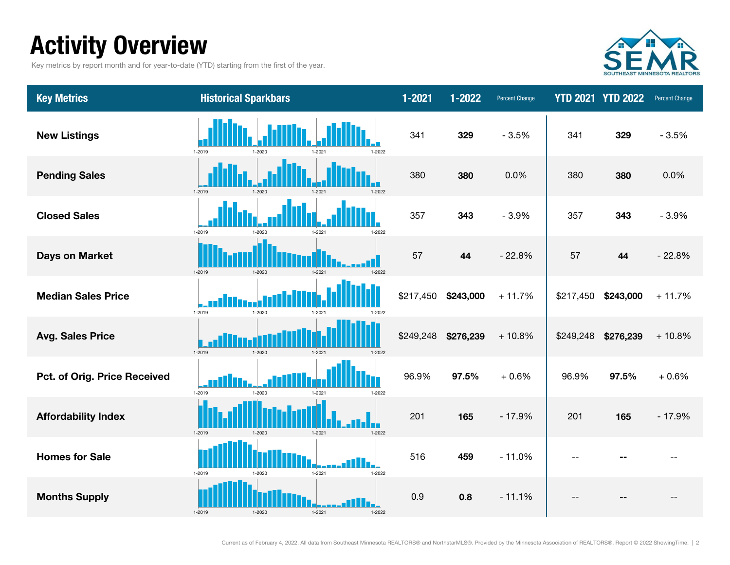# Activity Overview

Key metrics by report month and for year-to-date (YTD) starting from the first of the year.

| Key Metrics | Historical Sparkbars | 1-2021 | 1-2022 | Percent Change | YTD 2021 | YTD 2022 | Percent Change |
|---|---|---|---|---|---|---|---|
| New Listings | 1-2019 1-2020 1-2021 1-2022 | 341 | **329** | - 3.5% | 341 | **329** | - 3.5% |
| Pending Sales | 1-2019 1-2020 1-2021 1-2022 | 380 | **380** | 0.0% | 380 | **380** | 0.0% |
| Closed Sales | 1-2019 1-2020 1-2021 1-2022 | 357 | **343** | - 3.9% | 357 | **343** | - 3.9% |
| Days on Market | 1-2019 1-2020 1-2021 1-2022 | 57 | **44** | - 22.8% | 57 | **44** | - 22.8% |
| Median Sales Price | 1-2019 1-2020 1-2021 1-2022 | $217,450 | **$243,000** | + 11.7% | $217,450 | **$243,000** | + 11.7% |
| Avg. Sales Price | 1-2019 1-2020 1-2021 1-2022 | $249,248 | **$276,239** | + 10.8% | $249,248 | **$276,239** | + 10.8% |
| Pct. of Orig. Price Received | 1-2019 1-2020 1-2021 1-2022 | 96.9% | **97.5%** | + 0.6% | 96.9% | **97.5%** | + 0.6% |
| Affordability Index | 1-2019 1-2020 1-2021 1-2022 | 201 | **165** | - 17.9% | 201 | **165** | - 17.9% |
| Homes for Sale | 1-2019 1-2020 1-2021 1-2022 | 516 | **459** | - 11.0% | -- | **--** | -- |
| Months Supply | 1-2019 1-2020 1-2021 1-2022 | 0.9 | **0.8** | - 11.1% | -- | **--** | -- |

Current as of February 4, 2022. All data from Southeast Minnesota REALTORS® and NorthstarMLS®. Provided by the Minnesota Association of REALTORS®. Report © 2022 ShowingTime.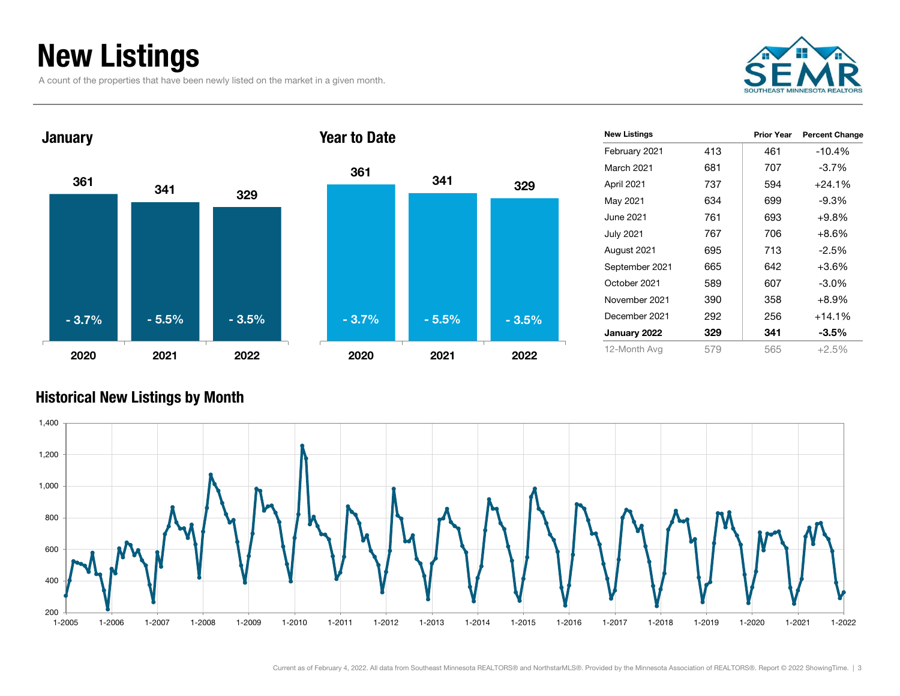# New Listings

A count of the properties that have been newly listed on the market in a given month.

## January

| | 2020 | 2021 | 2022 |
|---|---|---|---|
| New Listings | 361 | 341 | 329 |
| Percent Change | - 3.7% | - 5.5% | - 3.5% |

## Year to Date

| | 2020 | 2021 | 2022 |
|---|---|---|---|
| New Listings | 361 | 341 | 329 |
| Percent Change | - 3.7% | - 5.5% | - 3.5% |

| New Listings | | Prior Year | Percent Change |
|---|---|---|---|
| February 2021 | 413 | 461 | -10.4% |
| March 2021 | 681 | 707 | -3.7% |
| April 2021 | 737 | 594 | +24.1% |
| May 2021 | 634 | 699 | -9.3% |
| June 2021 | 761 | 693 | +9.8% |
| July 2021 | 767 | 706 | +8.6% |
| August 2021 | 695 | 713 | -2.5% |
| September 2021 | 665 | 642 | +3.6% |
| October 2021 | 589 | 607 | -3.0% |
| November 2021 | 390 | 358 | +8.9% |
| December 2021 | 292 | 256 | +14.1% |
| **January 2022** | **329** | **341** | **-3.5%** |
| 12-Month Avg | 579 | 565 | +2.5% |

## Historical New Listings by Month

Current as of February 4, 2022. All data from Southeast Minnesota REALTORS® and NorthstarMLS®. Provided by the Minnesota Association of REALTORS®. Report © 2022 ShowingTime.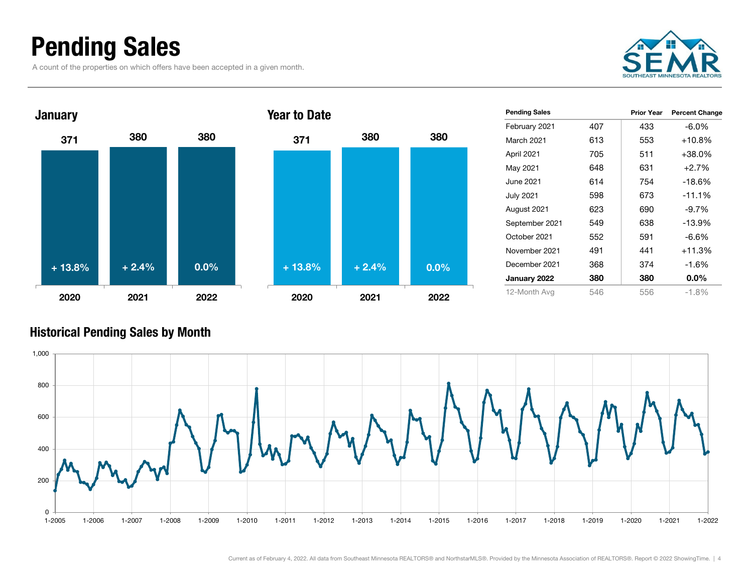# Pending Sales

A count of the properties on which offers have been accepted in a given month.

### January

| | 2020 | 2021 | 2022 |
|---|---|---|---|
| Pending Sales | 371 | 380 | 380 |
| Change | + 13.8% | + 2.4% | 0.0% |

### Year to Date

| | 2020 | 2021 | 2022 |
|---|---|---|---|
| Pending Sales | 371 | 380 | 380 |
| Change | + 13.8% | + 2.4% | 0.0% |

| Pending Sales | | Prior Year | Percent Change |
|---|---|---|---|
| February 2021 | 407 | 433 | -6.0% |
| March 2021 | 613 | 553 | +10.8% |
| April 2021 | 705 | 511 | +38.0% |
| May 2021 | 648 | 631 | +2.7% |
| June 2021 | 614 | 754 | -18.6% |
| July 2021 | 598 | 673 | -11.1% |
| August 2021 | 623 | 690 | -9.7% |
| September 2021 | 549 | 638 | -13.9% |
| October 2021 | 552 | 591 | -6.6% |
| November 2021 | 491 | 441 | +11.3% |
| December 2021 | 368 | 374 | -1.6% |
| **January 2022** | **380** | **380** | **0.0%** |
| 12-Month Avg | 546 | 556 | -1.8% |

### Historical Pending Sales by Month

Current as of February 4, 2022. All data from Southeast Minnesota REALTORS® and NorthstarMLS®. Provided by the Minnesota Association of REALTORS®. Report © 2022 ShowingTime.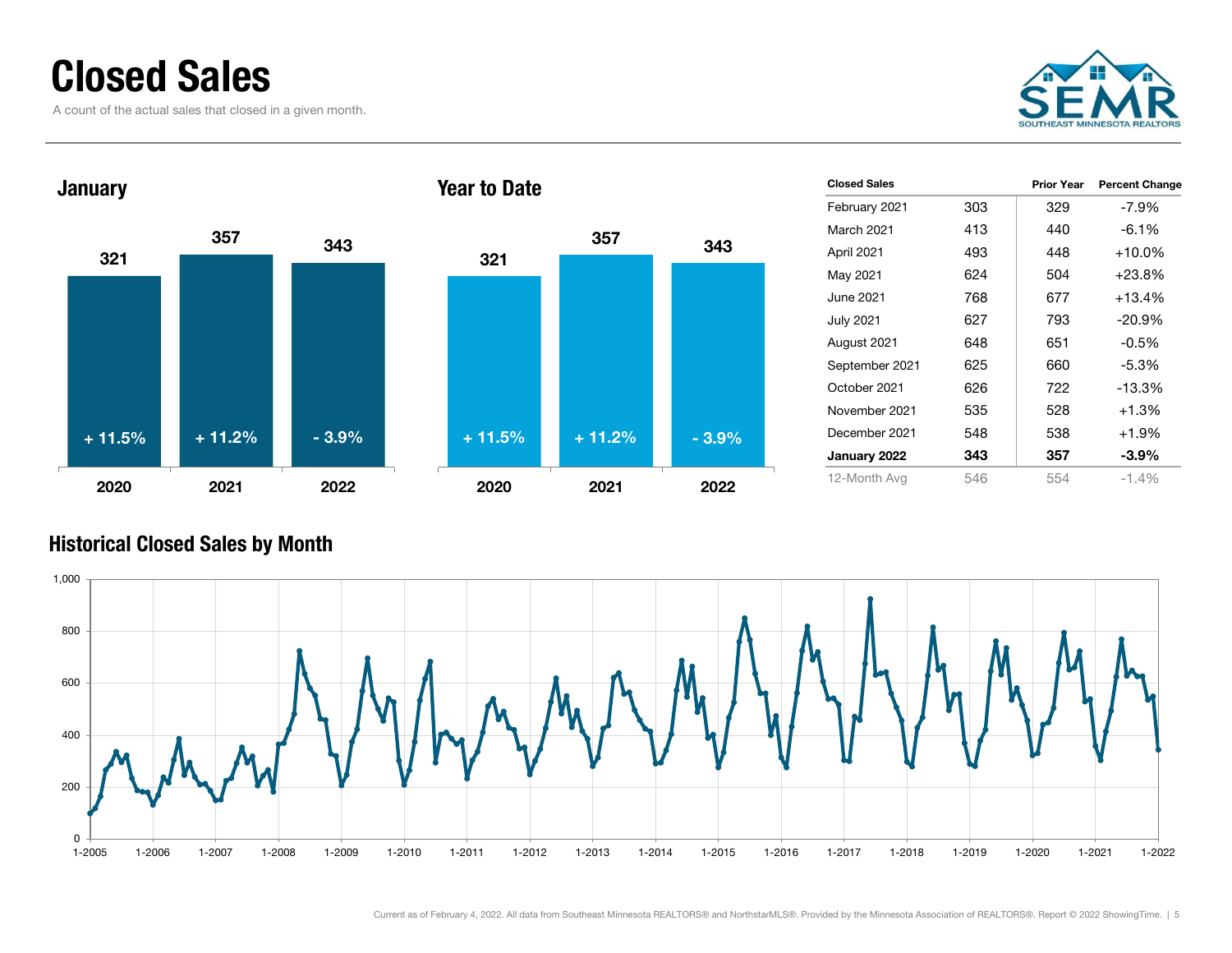# Closed Sales

A count of the actual sales that closed in a given month.

### January

| | 2020 | 2021 | 2022 |
|---|---|---|---|
| Closed Sales | 321 | 357 | 343 |
| Change | + 11.5% | + 11.2% | - 3.9% |

### Year to Date

| | 2020 | 2021 | 2022 |
|---|---|---|---|
| Closed Sales | 321 | 357 | 343 |
| Change | + 11.5% | + 11.2% | - 3.9% |

| Closed Sales | | Prior Year | Percent Change |
|---|---|---|---|
| February 2021 | 303 | 329 | -7.9% |
| March 2021 | 413 | 440 | -6.1% |
| April 2021 | 493 | 448 | +10.0% |
| May 2021 | 624 | 504 | +23.8% |
| June 2021 | 768 | 677 | +13.4% |
| July 2021 | 627 | 793 | -20.9% |
| August 2021 | 648 | 651 | -0.5% |
| September 2021 | 625 | 660 | -5.3% |
| October 2021 | 626 | 722 | -13.3% |
| November 2021 | 535 | 528 | +1.3% |
| December 2021 | 548 | 538 | +1.9% |
| **January 2022** | **343** | **357** | **-3.9%** |
| 12-Month Avg | 546 | 554 | -1.4% |

### Historical Closed Sales by Month

Current as of February 4, 2022. All data from Southeast Minnesota REALTORS® and NorthstarMLS®. Provided by the Minnesota Association of REALTORS®. Report © 2022 ShowingTime.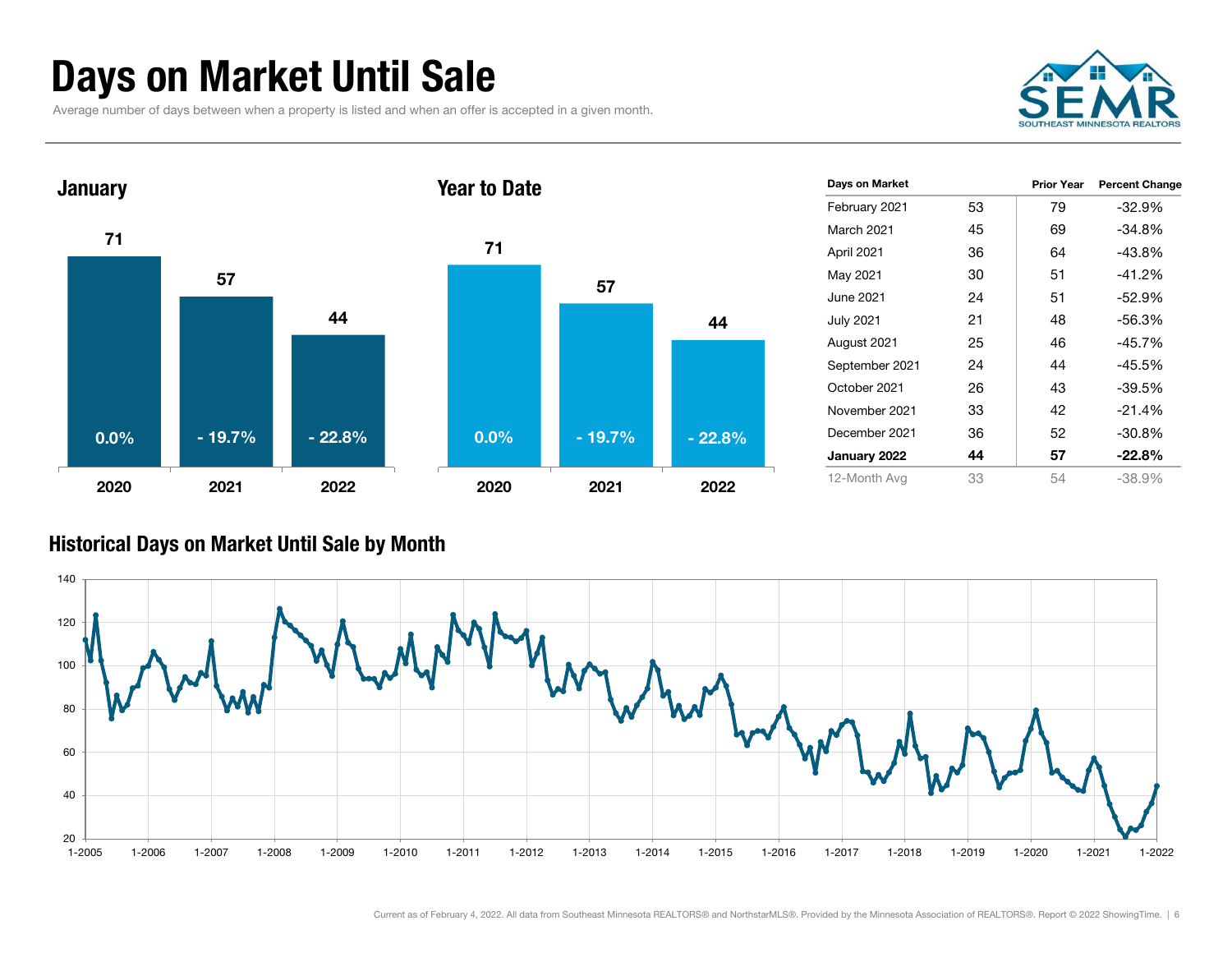# Days on Market Until Sale

Average number of days between when a property is listed and when an offer is accepted in a given month.

### January

| | 2020 | 2021 | 2022 |
|---|---|---|---|
| Days | 71 | 57 | 44 |
| Change | 0.0% | - 19.7% | - 22.8% |

### Year to Date

| | 2020 | 2021 | 2022 |
|---|---|---|---|
| Days | 71 | 57 | 44 |
| Change | 0.0% | - 19.7% | - 22.8% |

| Days on Market | | Prior Year | Percent Change |
|---|---|---|---|
| February 2021 | 53 | 79 | -32.9% |
| March 2021 | 45 | 69 | -34.8% |
| April 2021 | 36 | 64 | -43.8% |
| May 2021 | 30 | 51 | -41.2% |
| June 2021 | 24 | 51 | -52.9% |
| July 2021 | 21 | 48 | -56.3% |
| August 2021 | 25 | 46 | -45.7% |
| September 2021 | 24 | 44 | -45.5% |
| October 2021 | 26 | 43 | -39.5% |
| November 2021 | 33 | 42 | -21.4% |
| December 2021 | 36 | 52 | -30.8% |
| **January 2022** | **44** | **57** | **-22.8%** |
| 12-Month Avg | 33 | 54 | -38.9% |

### Historical Days on Market Until Sale by Month

Current as of February 4, 2022. All data from Southeast Minnesota REALTORS® and NorthstarMLS®. Provided by the Minnesota Association of REALTORS®. Report © 2022 ShowingTime.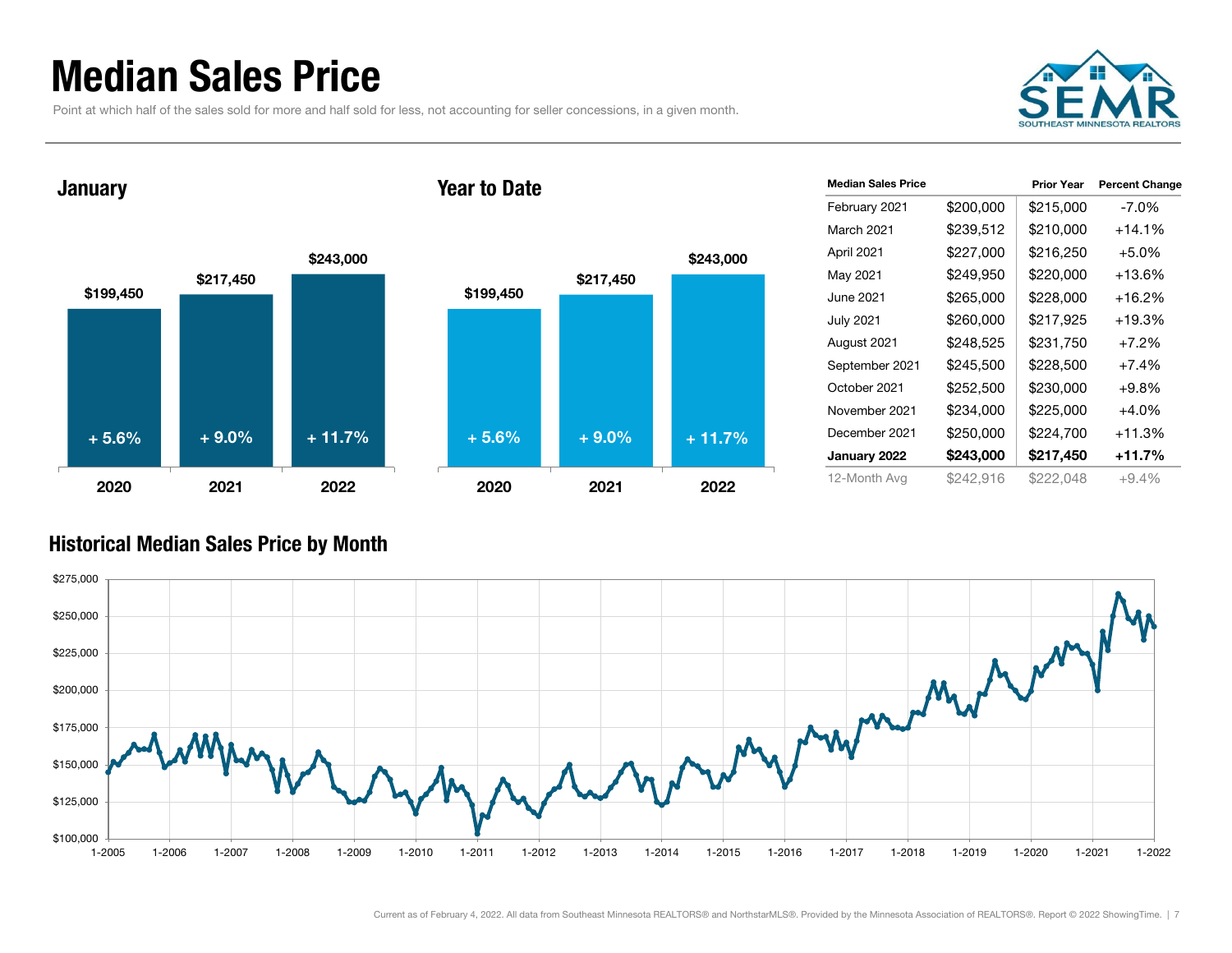# Median Sales Price

Point at which half of the sales sold for more and half sold for less, not accounting for seller concessions, in a given month.

## January

| Year | Median Sales Price | Change |
|---|---|---|
| 2020 | $199,450 | + 5.6% |
| 2021 | $217,450 | + 9.0% |
| 2022 | $243,000 | + 11.7% |

## Year to Date

| Year | Median Sales Price | Change |
|---|---|---|
| 2020 | $199,450 | + 5.6% |
| 2021 | $217,450 | + 9.0% |
| 2022 | $243,000 | + 11.7% |

| Median Sales Price | | Prior Year | Percent Change |
|---|---|---|---|
| February 2021 | $200,000 | $215,000 | -7.0% |
| March 2021 | $239,512 | $210,000 | +14.1% |
| April 2021 | $227,000 | $216,250 | +5.0% |
| May 2021 | $249,950 | $220,000 | +13.6% |
| June 2021 | $265,000 | $228,000 | +16.2% |
| July 2021 | $260,000 | $217,925 | +19.3% |
| August 2021 | $248,525 | $231,750 | +7.2% |
| September 2021 | $245,500 | $228,500 | +7.4% |
| October 2021 | $252,500 | $230,000 | +9.8% |
| November 2021 | $234,000 | $225,000 | +4.0% |
| December 2021 | $250,000 | $224,700 | +11.3% |
| **January 2022** | **$243,000** | **$217,450** | **+11.7%** |
| 12-Month Avg | $242,916 | $222,048 | +9.4% |

## Historical Median Sales Price by Month

Current as of February 4, 2022. All data from Southeast Minnesota REALTORS® and NorthstarMLS®. Provided by the Minnesota Association of REALTORS®. Report © 2022 ShowingTime.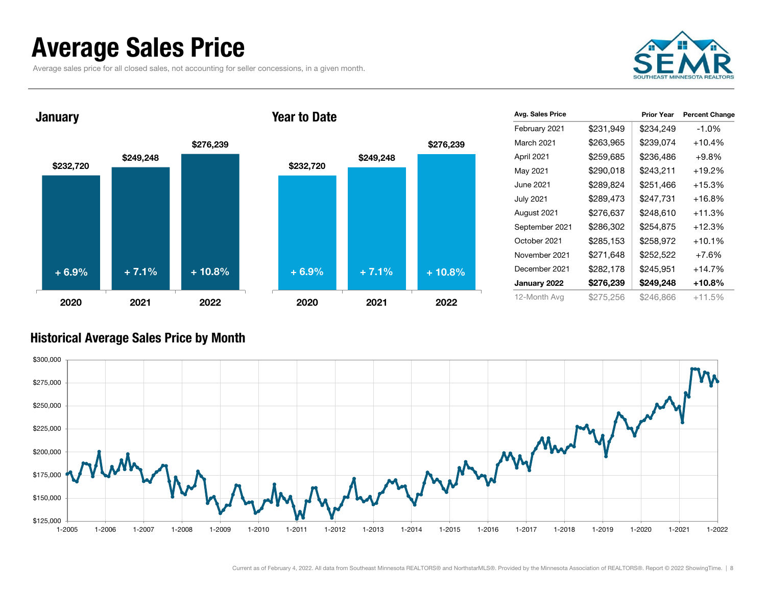# Average Sales Price

Average sales price for all closed sales, not accounting for seller concessions, in a given month.

## January

| Year | Avg. Sales Price | Change |
| --- | --- | --- |
| 2020 | $232,720 | + 6.9% |
| 2021 | $249,248 | + 7.1% |
| 2022 | $276,239 | + 10.8% |

## Year to Date

| Year | Avg. Sales Price | Change |
| --- | --- | --- |
| 2020 | $232,720 | + 6.9% |
| 2021 | $249,248 | + 7.1% |
| 2022 | $276,239 | + 10.8% |

| Avg. Sales Price | | Prior Year | Percent Change |
| --- | --- | --- | --- |
| February 2021 | $231,949 | $234,249 | -1.0% |
| March 2021 | $263,965 | $239,074 | +10.4% |
| April 2021 | $259,685 | $236,486 | +9.8% |
| May 2021 | $290,018 | $243,211 | +19.2% |
| June 2021 | $289,824 | $251,466 | +15.3% |
| July 2021 | $289,473 | $247,731 | +16.8% |
| August 2021 | $276,637 | $248,610 | +11.3% |
| September 2021 | $286,302 | $254,875 | +12.3% |
| October 2021 | $285,153 | $258,972 | +10.1% |
| November 2021 | $271,648 | $252,522 | +7.6% |
| December 2021 | $282,178 | $245,951 | +14.7% |
| **January 2022** | **$276,239** | **$249,248** | **+10.8%** |
| 12-Month Avg | $275,256 | $246,866 | +11.5% |

## Historical Average Sales Price by Month

Current as of February 4, 2022. All data from Southeast Minnesota REALTORS® and NorthstarMLS®. Provided by the Minnesota Association of REALTORS®. Report © 2022 ShowingTime.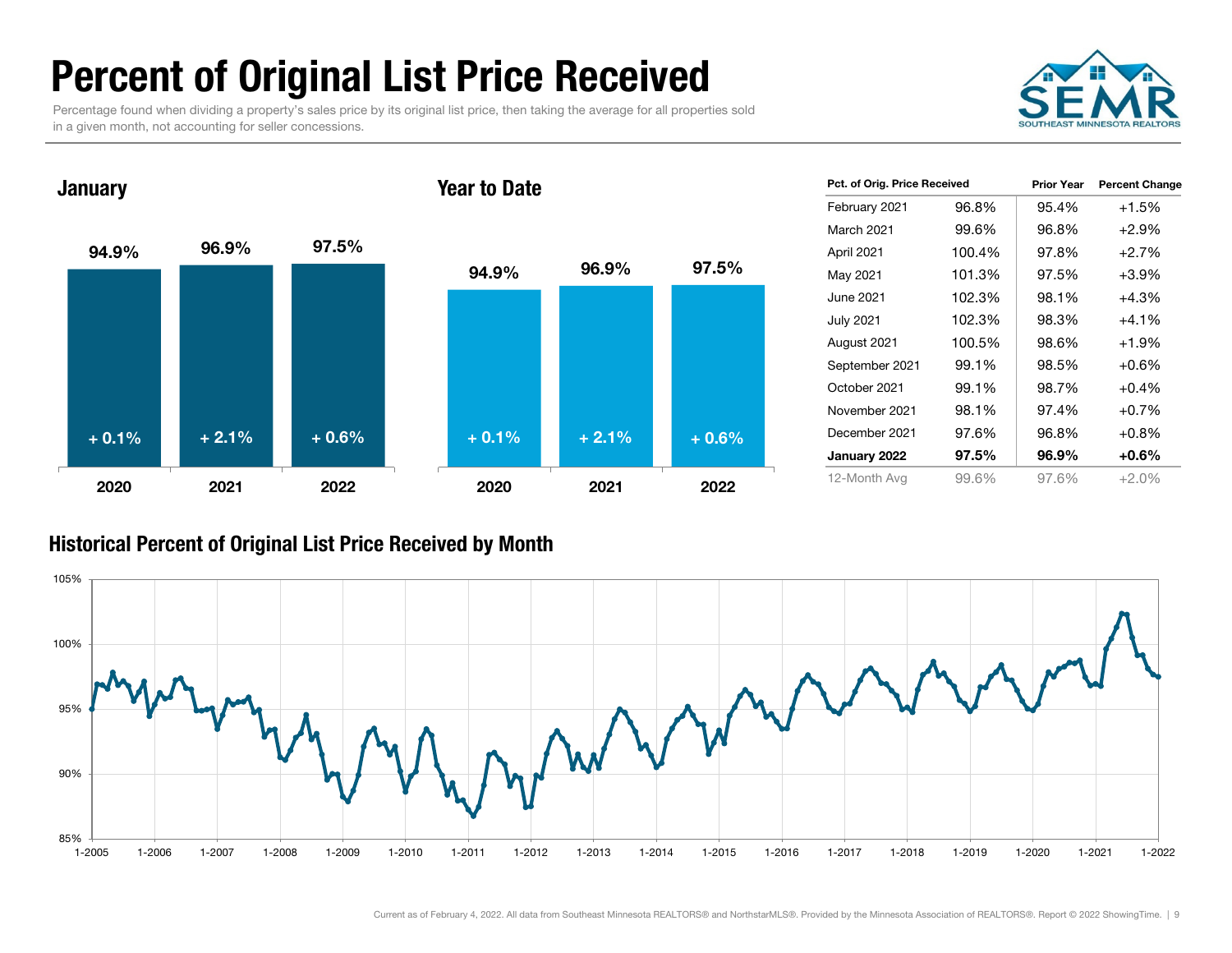# Percent of Original List Price Received

Percentage found when dividing a property's sales price by its original list price, then taking the average for all properties sold in a given month, not accounting for seller concessions.

## January

| Year | Value | Change |
|---|---|---|
| 2020 | 94.9% | + 0.1% |
| 2021 | 96.9% | + 2.1% |
| 2022 | 97.5% | + 0.6% |

## Year to Date

| Year | Value | Change |
|---|---|---|
| 2020 | 94.9% | + 0.1% |
| 2021 | 96.9% | + 2.1% |
| 2022 | 97.5% | + 0.6% |

| Pct. of Orig. Price Received | | Prior Year | Percent Change |
|---|---|---|---|
| February 2021 | 96.8% | 95.4% | +1.5% |
| March 2021 | 99.6% | 96.8% | +2.9% |
| April 2021 | 100.4% | 97.8% | +2.7% |
| May 2021 | 101.3% | 97.5% | +3.9% |
| June 2021 | 102.3% | 98.1% | +4.3% |
| July 2021 | 102.3% | 98.3% | +4.1% |
| August 2021 | 100.5% | 98.6% | +1.9% |
| September 2021 | 99.1% | 98.5% | +0.6% |
| October 2021 | 99.1% | 98.7% | +0.4% |
| November 2021 | 98.1% | 97.4% | +0.7% |
| December 2021 | 97.6% | 96.8% | +0.8% |
| **January 2022** | **97.5%** | **96.9%** | **+0.6%** |
| 12-Month Avg | 99.6% | 97.6% | +2.0% |

## Historical Percent of Original List Price Received by Month

Current as of February 4, 2022. All data from Southeast Minnesota REALTORS® and NorthstarMLS®. Provided by the Minnesota Association of REALTORS®. Report © 2022 ShowingTime.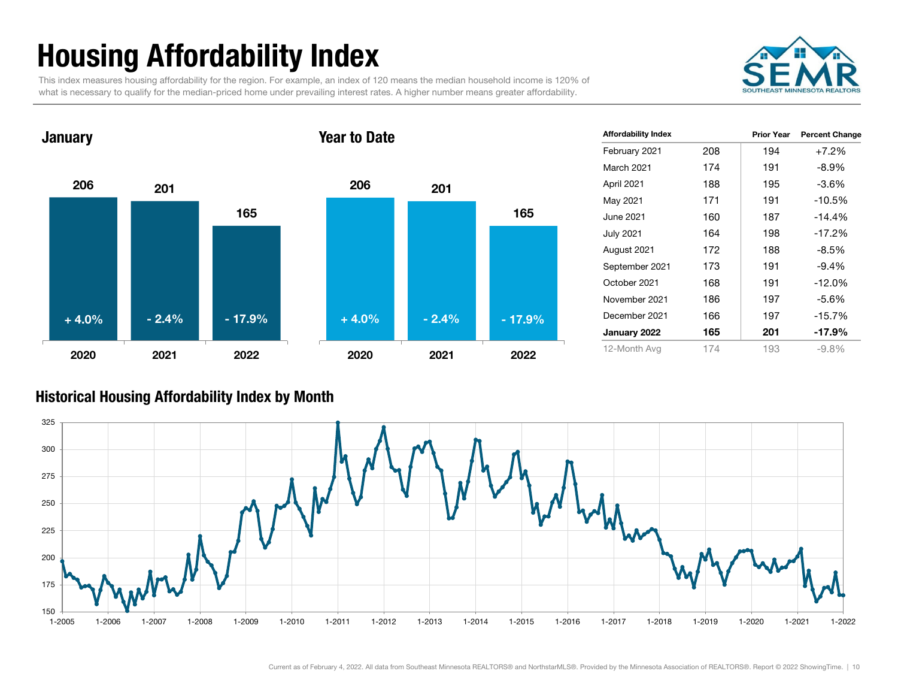# Housing Affordability Index

This index measures housing affordability for the region. For example, an index of 120 means the median household income is 120% of what is necessary to qualify for the median-priced home under prevailing interest rates. A higher number means greater affordability.

## January

| Year | Index | Change |
|---|---|---|
| 2020 | 206 | + 4.0% |
| 2021 | 201 | - 2.4% |
| 2022 | 165 | - 17.9% |

## Year to Date

| Year | Index | Change |
|---|---|---|
| 2020 | 206 | + 4.0% |
| 2021 | 201 | - 2.4% |
| 2022 | 165 | - 17.9% |

| Affordability Index | | Prior Year | Percent Change |
|---|---|---|---|
| February 2021 | 208 | 194 | +7.2% |
| March 2021 | 174 | 191 | -8.9% |
| April 2021 | 188 | 195 | -3.6% |
| May 2021 | 171 | 191 | -10.5% |
| June 2021 | 160 | 187 | -14.4% |
| July 2021 | 164 | 198 | -17.2% |
| August 2021 | 172 | 188 | -8.5% |
| September 2021 | 173 | 191 | -9.4% |
| October 2021 | 168 | 191 | -12.0% |
| November 2021 | 186 | 197 | -5.6% |
| December 2021 | 166 | 197 | -15.7% |
| **January 2022** | **165** | **201** | **-17.9%** |
| 12-Month Avg | 174 | 193 | -9.8% |

## Historical Housing Affordability Index by Month

Current as of February 4, 2022. All data from Southeast Minnesota REALTORS® and NorthstarMLS®. Provided by the Minnesota Association of REALTORS®. Report © 2022 ShowingTime.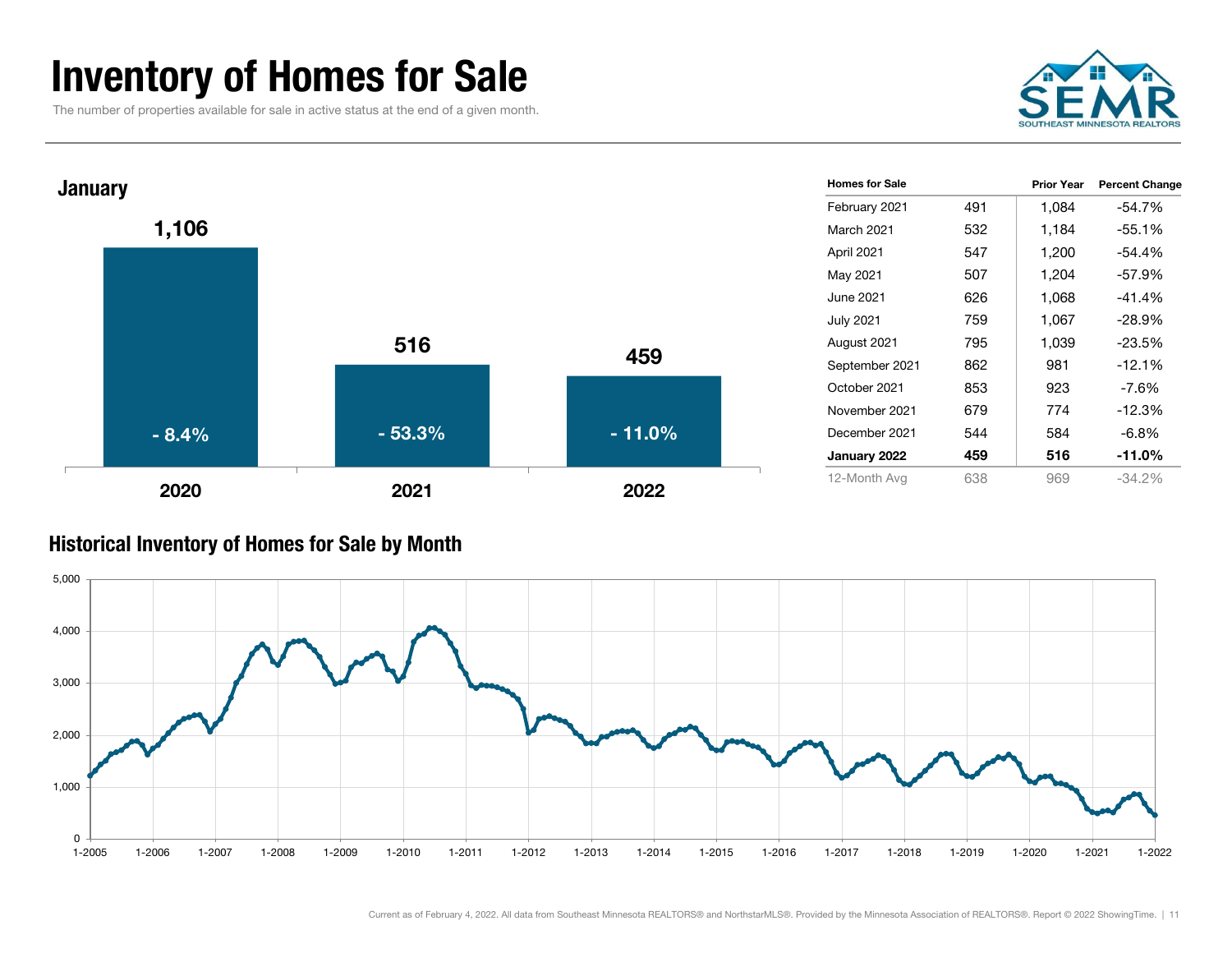# Inventory of Homes for Sale

The number of properties available for sale in active status at the end of a given month.

## January

| Year | Homes for Sale | Percent Change |
| --- | --- | --- |
| 2020 | 1,106 | - 8.4% |
| 2021 | 516 | - 53.3% |
| 2022 | 459 | - 11.0% |

| Homes for Sale | | Prior Year | Percent Change |
| --- | --- | --- | --- |
| February 2021 | 491 | 1,084 | -54.7% |
| March 2021 | 532 | 1,184 | -55.1% |
| April 2021 | 547 | 1,200 | -54.4% |
| May 2021 | 507 | 1,204 | -57.9% |
| June 2021 | 626 | 1,068 | -41.4% |
| July 2021 | 759 | 1,067 | -28.9% |
| August 2021 | 795 | 1,039 | -23.5% |
| September 2021 | 862 | 981 | -12.1% |
| October 2021 | 853 | 923 | -7.6% |
| November 2021 | 679 | 774 | -12.3% |
| December 2021 | 544 | 584 | -6.8% |
| **January 2022** | **459** | **516** | **-11.0%** |
| 12-Month Avg | 638 | 969 | -34.2% |

## Historical Inventory of Homes for Sale by Month

Current as of February 4, 2022. All data from Southeast Minnesota REALTORS® and NorthstarMLS®. Provided by the Minnesota Association of REALTORS®. Report © 2022 ShowingTime.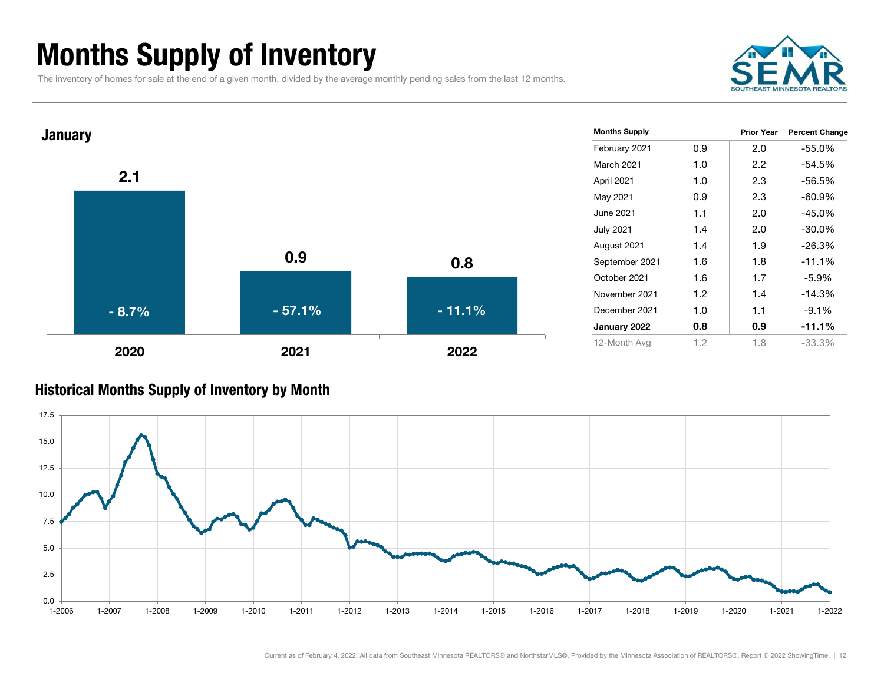# Months Supply of Inventory

The inventory of homes for sale at the end of a given month, divided by the average monthly pending sales from the last 12 months.

## January

| Year | Months Supply | Change |
|---|---|---|
| 2020 | 2.1 | - 8.7% |
| 2021 | 0.9 | - 57.1% |
| 2022 | 0.8 | - 11.1% |

| Months Supply | | Prior Year | Percent Change |
|---|---|---|---|
| February 2021 | 0.9 | 2.0 | -55.0% |
| March 2021 | 1.0 | 2.2 | -54.5% |
| April 2021 | 1.0 | 2.3 | -56.5% |
| May 2021 | 0.9 | 2.3 | -60.9% |
| June 2021 | 1.1 | 2.0 | -45.0% |
| July 2021 | 1.4 | 2.0 | -30.0% |
| August 2021 | 1.4 | 1.9 | -26.3% |
| September 2021 | 1.6 | 1.8 | -11.1% |
| October 2021 | 1.6 | 1.7 | -5.9% |
| November 2021 | 1.2 | 1.4 | -14.3% |
| December 2021 | 1.0 | 1.1 | -9.1% |
| **January 2022** | **0.8** | **0.9** | **-11.1%** |
| 12-Month Avg | 1.2 | 1.8 | -33.3% |

## Historical Months Supply of Inventory by Month

Current as of February 4, 2022. All data from Southeast Minnesota REALTORS® and NorthstarMLS®. Provided by the Minnesota Association of REALTORS®. Report © 2022 ShowingTime.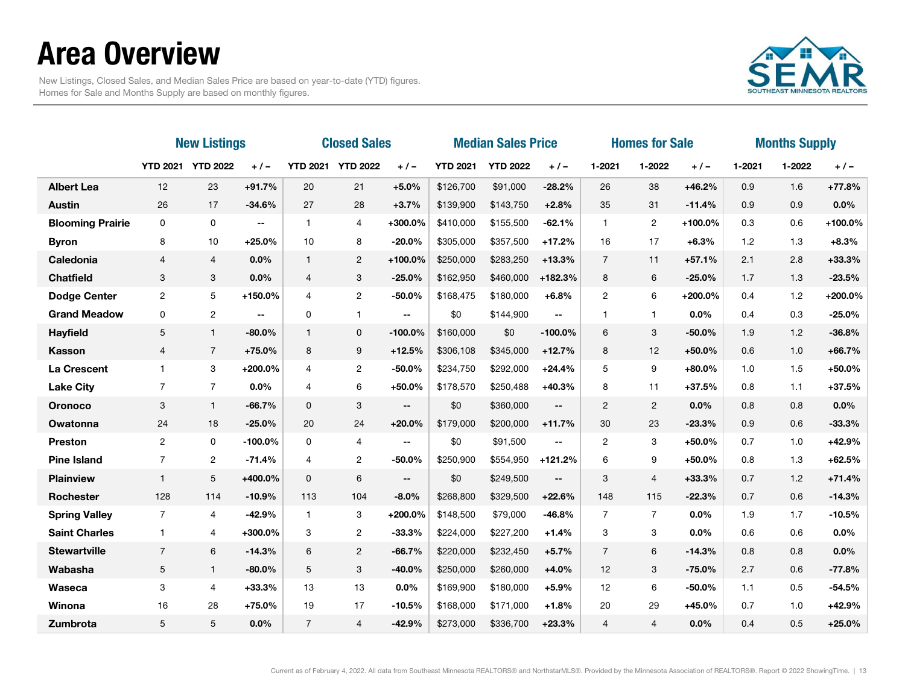# Area Overview

New Listings, Closed Sales, and Median Sales Price are based on year-to-date (YTD) figures.
Homes for Sale and Months Supply are based on monthly figures.

| | New Listings | | | Closed Sales | | | Median Sales Price | | | Homes for Sale | | | Months Supply | | |
|---|---|---|---|---|---|---|---|---|---|---|---|---|---|---|---|
| | YTD 2021 | YTD 2022 | + / – | YTD 2021 | YTD 2022 | + / – | YTD 2021 | YTD 2022 | + / – | 1-2021 | 1-2022 | + / – | 1-2021 | 1-2022 | + / – |
| **Albert Lea** | 12 | 23 | **+91.7%** | 20 | 21 | **+5.0%** | $126,700 | $91,000 | **-28.2%** | 26 | 38 | **+46.2%** | 0.9 | 1.6 | **+77.8%** |
| **Austin** | 26 | 17 | **-34.6%** | 27 | 28 | **+3.7%** | $139,900 | $143,750 | **+2.8%** | 35 | 31 | **-11.4%** | 0.9 | 0.9 | **0.0%** |
| **Blooming Prairie** | 0 | 0 | **--** | 1 | 4 | **+300.0%** | $410,000 | $155,500 | **-62.1%** | 1 | 2 | **+100.0%** | 0.3 | 0.6 | **+100.0%** |
| **Byron** | 8 | 10 | **+25.0%** | 10 | 8 | **-20.0%** | $305,000 | $357,500 | **+17.2%** | 16 | 17 | **+6.3%** | 1.2 | 1.3 | **+8.3%** |
| **Caledonia** | 4 | 4 | **0.0%** | 1 | 2 | **+100.0%** | $250,000 | $283,250 | **+13.3%** | 7 | 11 | **+57.1%** | 2.1 | 2.8 | **+33.3%** |
| **Chatfield** | 3 | 3 | **0.0%** | 4 | 3 | **-25.0%** | $162,950 | $460,000 | **+182.3%** | 8 | 6 | **-25.0%** | 1.7 | 1.3 | **-23.5%** |
| **Dodge Center** | 2 | 5 | **+150.0%** | 4 | 2 | **-50.0%** | $168,475 | $180,000 | **+6.8%** | 2 | 6 | **+200.0%** | 0.4 | 1.2 | **+200.0%** |
| **Grand Meadow** | 0 | 2 | **--** | 0 | 1 | **--** | $0 | $144,900 | **--** | 1 | 1 | **0.0%** | 0.4 | 0.3 | **-25.0%** |
| **Hayfield** | 5 | 1 | **-80.0%** | 1 | 0 | **-100.0%** | $160,000 | $0 | **-100.0%** | 6 | 3 | **-50.0%** | 1.9 | 1.2 | **-36.8%** |
| **Kasson** | 4 | 7 | **+75.0%** | 8 | 9 | **+12.5%** | $306,108 | $345,000 | **+12.7%** | 8 | 12 | **+50.0%** | 0.6 | 1.0 | **+66.7%** |
| **La Crescent** | 1 | 3 | **+200.0%** | 4 | 2 | **-50.0%** | $234,750 | $292,000 | **+24.4%** | 5 | 9 | **+80.0%** | 1.0 | 1.5 | **+50.0%** |
| **Lake City** | 7 | 7 | **0.0%** | 4 | 6 | **+50.0%** | $178,570 | $250,488 | **+40.3%** | 8 | 11 | **+37.5%** | 0.8 | 1.1 | **+37.5%** |
| **Oronoco** | 3 | 1 | **-66.7%** | 0 | 3 | **--** | $0 | $360,000 | **--** | 2 | 2 | **0.0%** | 0.8 | 0.8 | **0.0%** |
| **Owatonna** | 24 | 18 | **-25.0%** | 20 | 24 | **+20.0%** | $179,000 | $200,000 | **+11.7%** | 30 | 23 | **-23.3%** | 0.9 | 0.6 | **-33.3%** |
| **Preston** | 2 | 0 | **-100.0%** | 0 | 4 | **--** | $0 | $91,500 | **--** | 2 | 3 | **+50.0%** | 0.7 | 1.0 | **+42.9%** |
| **Pine Island** | 7 | 2 | **-71.4%** | 4 | 2 | **-50.0%** | $250,900 | $554,950 | **+121.2%** | 6 | 9 | **+50.0%** | 0.8 | 1.3 | **+62.5%** |
| **Plainview** | 1 | 5 | **+400.0%** | 0 | 6 | **--** | $0 | $249,500 | **--** | 3 | 4 | **+33.3%** | 0.7 | 1.2 | **+71.4%** |
| **Rochester** | 128 | 114 | **-10.9%** | 113 | 104 | **-8.0%** | $268,800 | $329,500 | **+22.6%** | 148 | 115 | **-22.3%** | 0.7 | 0.6 | **-14.3%** |
| **Spring Valley** | 7 | 4 | **-42.9%** | 1 | 3 | **+200.0%** | $148,500 | $79,000 | **-46.8%** | 7 | 7 | **0.0%** | 1.9 | 1.7 | **-10.5%** |
| **Saint Charles** | 1 | 4 | **+300.0%** | 3 | 2 | **-33.3%** | $224,000 | $227,200 | **+1.4%** | 3 | 3 | **0.0%** | 0.6 | 0.6 | **0.0%** |
| **Stewartville** | 7 | 6 | **-14.3%** | 6 | 2 | **-66.7%** | $220,000 | $232,450 | **+5.7%** | 7 | 6 | **-14.3%** | 0.8 | 0.8 | **0.0%** |
| **Wabasha** | 5 | 1 | **-80.0%** | 5 | 3 | **-40.0%** | $250,000 | $260,000 | **+4.0%** | 12 | 3 | **-75.0%** | 2.7 | 0.6 | **-77.8%** |
| **Waseca** | 3 | 4 | **+33.3%** | 13 | 13 | **0.0%** | $169,900 | $180,000 | **+5.9%** | 12 | 6 | **-50.0%** | 1.1 | 0.5 | **-54.5%** |
| **Winona** | 16 | 28 | **+75.0%** | 19 | 17 | **-10.5%** | $168,000 | $171,000 | **+1.8%** | 20 | 29 | **+45.0%** | 0.7 | 1.0 | **+42.9%** |
| **Zumbrota** | 5 | 5 | **0.0%** | 7 | 4 | **-42.9%** | $273,000 | $336,700 | **+23.3%** | 4 | 4 | **0.0%** | 0.4 | 0.5 | **+25.0%** |

Current as of February 4, 2022. All data from Southeast Minnesota REALTORS® and NorthstarMLS®. Provided by the Minnesota Association of REALTORS®. Report © 2022 ShowingTime.